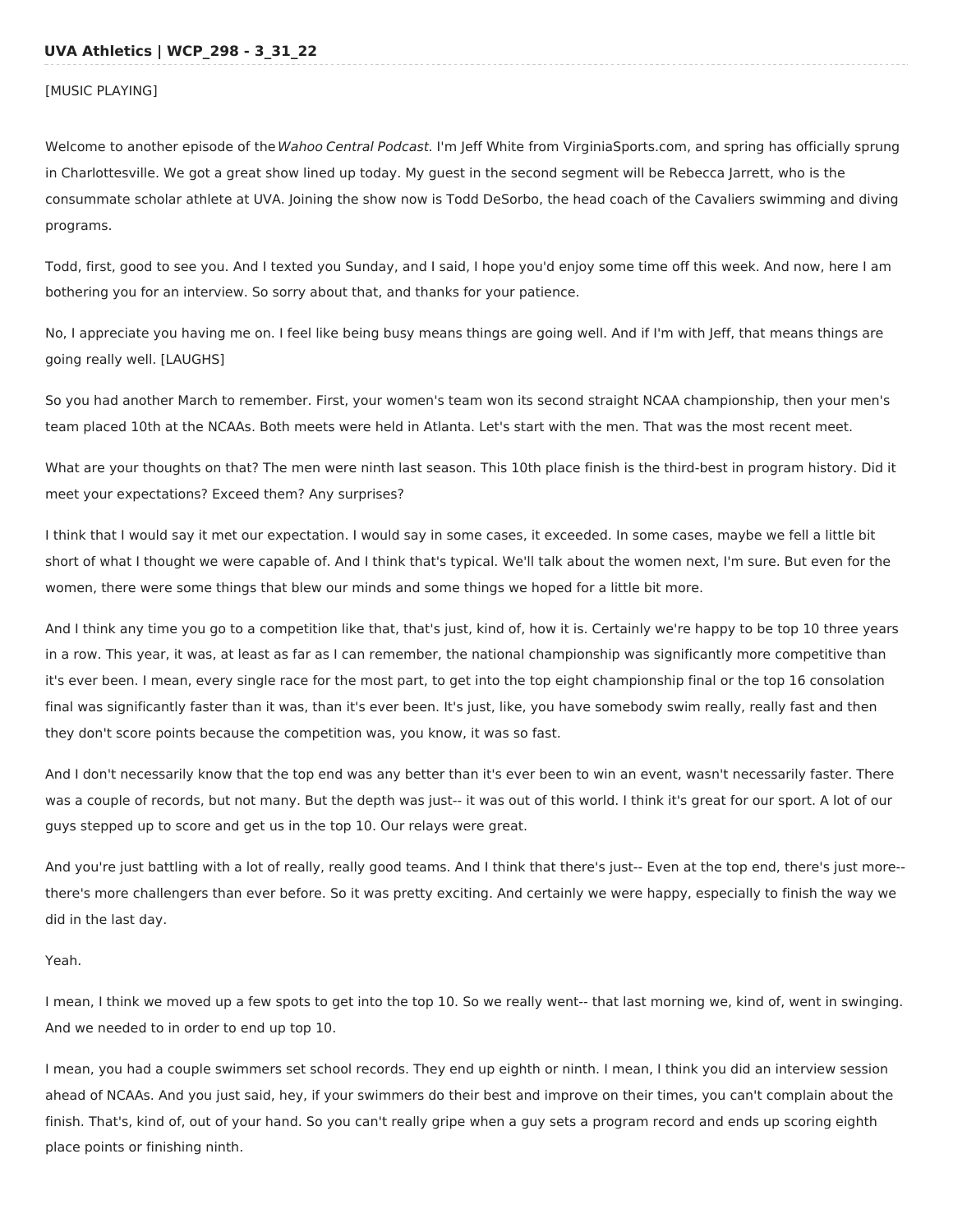**UVA Athletics | WCP_298 - 3_31_22**

[MUSIC PLAYING]

Welcome to another episode of the *Wahoo Central Podcast*. I'm Jeff White from VirginiaSports.com, and spring has officially sprung in Charlottesville. We got a great show lined up today. My guest in the second segment will be Rebecca Jarrett, who is the consummate scholar athlete at UVA. Joining the show now is Todd DeSorbo, the head coach of the Cavaliers swimming and diving programs.

Todd, first, good to see you. And I texted you Sunday, and I said, I hope you'd enjoy some time off this week. And now, here I am bothering you for an interview. So sorry about that, and thanks for your patience.

No, I appreciate you having me on. I feel like being busy means things are going well. And if I'm with Jeff, that means things are going really well. [LAUGHS]

So you had another March to remember. First, your women's team won its second straight NCAA championship, then your men's team placed 10th at the NCAAs. Both meets were held in Atlanta. Let's start with the men. That was the most recent meet.

What are your thoughts on that? The men were ninth last season. This 10th place finish is the third-best in program history. Did it meet your expectations? Exceed them? Any surprises?

I think that I would say it met our expectation. I would say in some cases, it exceeded. In some cases, maybe we fell a little bit short of what I thought we were capable of. And I think that's typical. We'll talk about the women next, I'm sure. But even for the women, there were some things that blew our minds and some things we hoped for a little bit more.

And I think any time you go to a competition like that, that's just, kind of, how it is. Certainly we're happy to be top 10 three years in a row. This year, it was, at least as far as I can remember, the national championship was significantly more competitive than it's ever been. I mean, every single race for the most part, to get into the top eight championship final or the top 16 consolation final was significantly faster than it was, than it's ever been. It's just, like, you have somebody swim really, really fast and then they don't score points because the competition was, you know, it was so fast.

And I don't necessarily know that the top end was any better than it's ever been to win an event, wasn't necessarily faster. There was a couple of records, but not many. But the depth was just-- it was out of this world. I think it's great for our sport. A lot of our guys stepped up to score and get us in the top 10. Our relays were great.

And you're just battling with a lot of really, really good teams. And I think that there's just-- Even at the top end, there's just more-- there's more challengers than ever before. So it was pretty exciting. And certainly we were happy, especially to finish the way we did in the last day.

Yeah.

I mean, I think we moved up a few spots to get into the top 10. So we really went-- that last morning we, kind of, went in swinging. And we needed to in order to end up top 10.

I mean, you had a couple swimmers set school records. They end up eighth or ninth. I mean, I think you did an interview session ahead of NCAAs. And you just said, hey, if your swimmers do their best and improve on their times, you can't complain about the finish. That's, kind of, out of your hand. So you can't really gripe when a guy sets a program record and ends up scoring eighth place points or finishing ninth.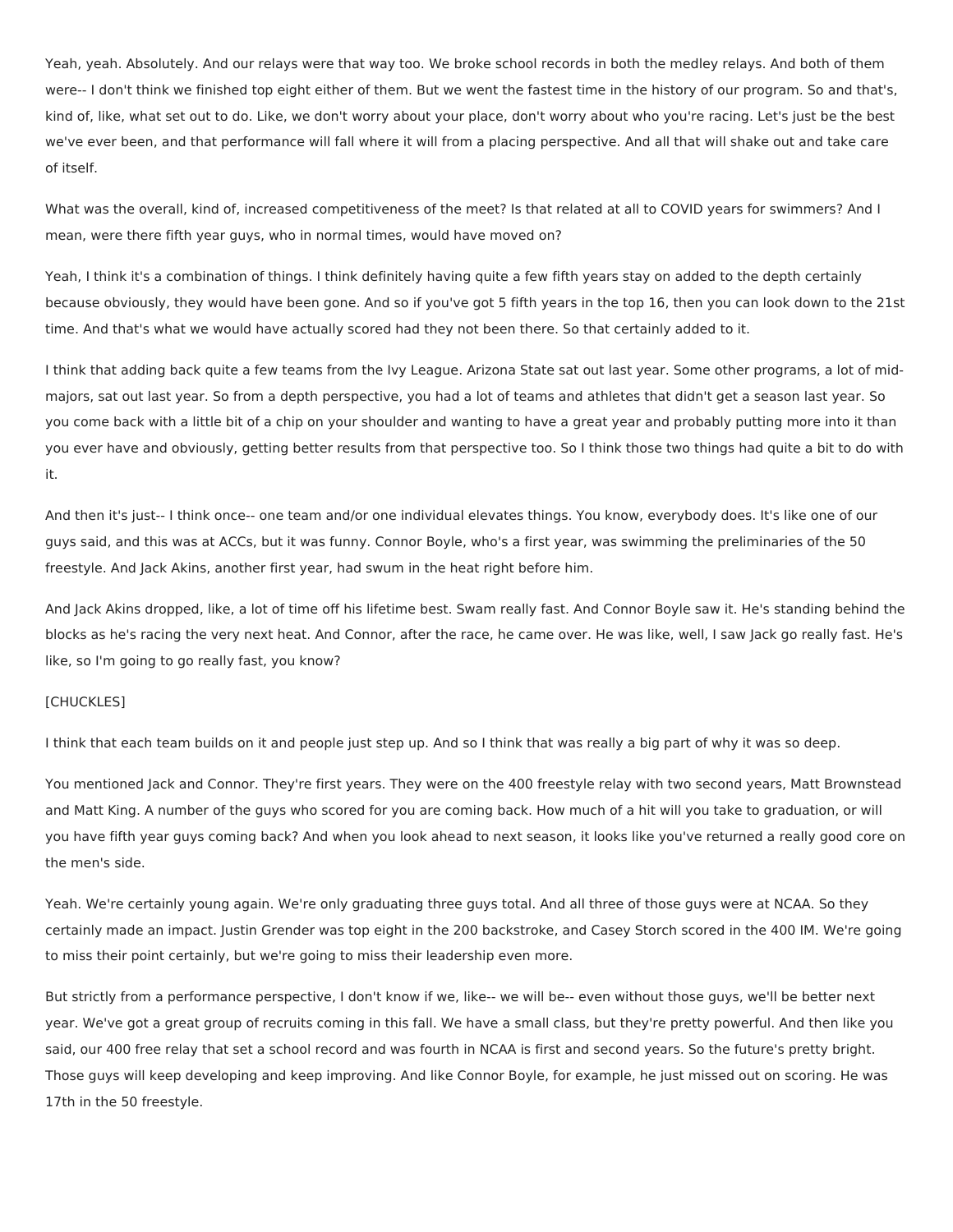Yeah, yeah. Absolutely. And our relays were that way too. We broke school records in both the medley relays. And both of them were-- I don't think we finished top eight either of them. But we went the fastest time in the history of our program. So and that's, kind of, like, what set out to do. Like, we don't worry about your place, don't worry about who you're racing. Let's just be the best we've ever been, and that performance will fall where it will from a placing perspective. And all that will shake out and take care of itself.

What was the overall, kind of, increased competitiveness of the meet? Is that related at all to COVID years for swimmers? And I mean, were there fifth year guys, who in normal times, would have moved on?

Yeah, I think it's a combination of things. I think definitely having quite a few fifth years stay on added to the depth certainly because obviously, they would have been gone. And so if you've got 5 fifth years in the top 16, then you can look down to the 21st time. And that's what we would have actually scored had they not been there. So that certainly added to it.

I think that adding back quite a few teams from the Ivy League. Arizona State sat out last year. Some other programs, a lot of mid-majors, sat out last year. So from a depth perspective, you had a lot of teams and athletes that didn't get a season last year. So you come back with a little bit of a chip on your shoulder and wanting to have a great year and probably putting more into it than you ever have and obviously, getting better results from that perspective too. So I think those two things had quite a bit to do with it.

And then it's just-- I think once-- one team and/or one individual elevates things. You know, everybody does. It's like one of our guys said, and this was at ACCs, but it was funny. Connor Boyle, who's a first year, was swimming the preliminaries of the 50 freestyle. And Jack Akins, another first year, had swum in the heat right before him.

And Jack Akins dropped, like, a lot of time off his lifetime best. Swam really fast. And Connor Boyle saw it. He's standing behind the blocks as he's racing the very next heat. And Connor, after the race, he came over. He was like, well, I saw Jack go really fast. He's like, so I'm going to go really fast, you know?

[CHUCKLES]

I think that each team builds on it and people just step up. And so I think that was really a big part of why it was so deep.

You mentioned Jack and Connor. They're first years. They were on the 400 freestyle relay with two second years, Matt Brownstead and Matt King. A number of the guys who scored for you are coming back. How much of a hit will you take to graduation, or will you have fifth year guys coming back? And when you look ahead to next season, it looks like you've returned a really good core on the men's side.

Yeah. We're certainly young again. We're only graduating three guys total. And all three of those guys were at NCAA. So they certainly made an impact. Justin Grender was top eight in the 200 backstroke, and Casey Storch scored in the 400 IM. We're going to miss their point certainly, but we're going to miss their leadership even more.

But strictly from a performance perspective, I don't know if we, like-- we will be-- even without those guys, we'll be better next year. We've got a great group of recruits coming in this fall. We have a small class, but they're pretty powerful. And then like you said, our 400 free relay that set a school record and was fourth in NCAA is first and second years. So the future's pretty bright. Those guys will keep developing and keep improving. And like Connor Boyle, for example, he just missed out on scoring. He was 17th in the 50 freestyle.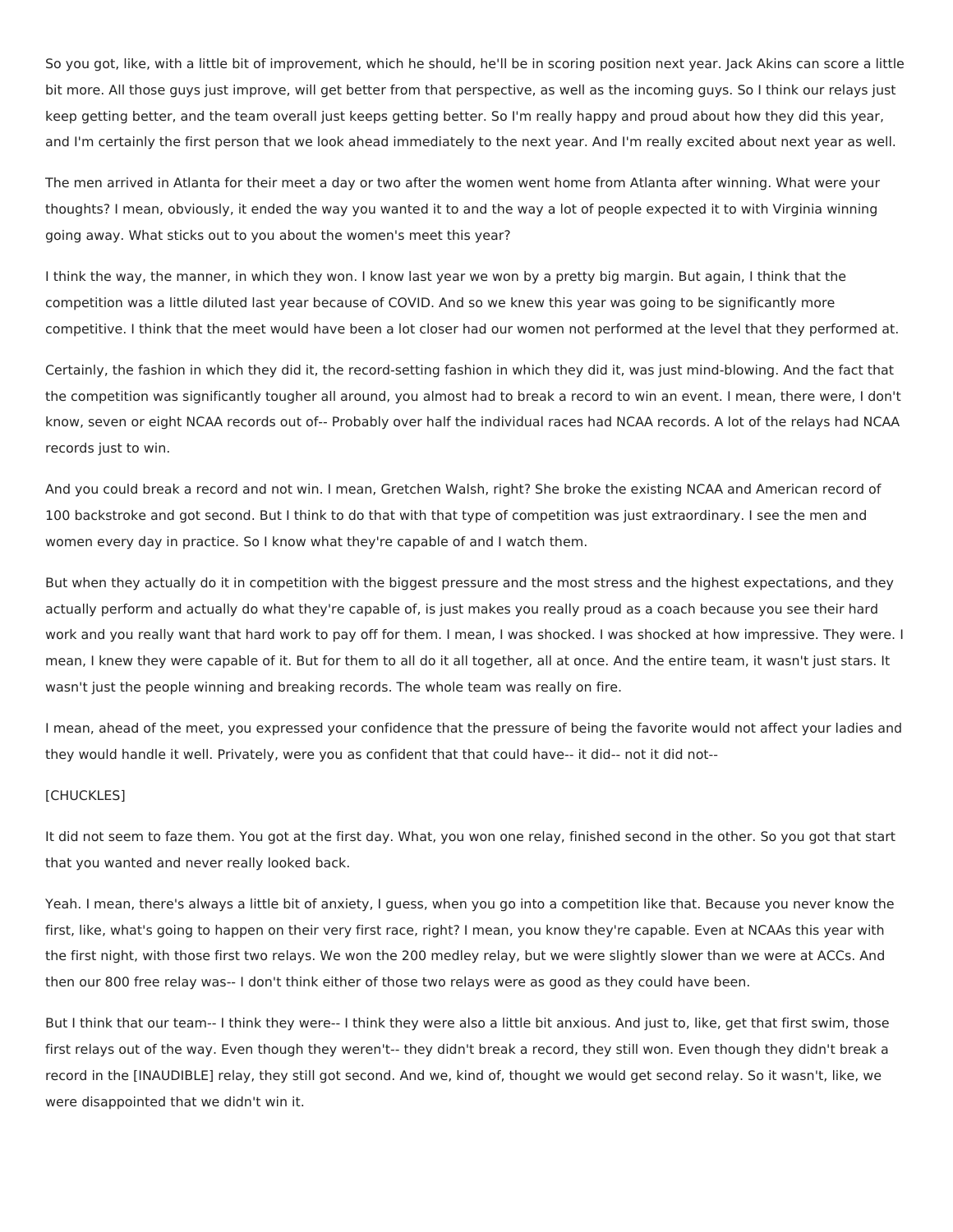So you got, like, with a little bit of improvement, which he should, he'll be in scoring position next year. Jack Akins can score a little bit more. All those guys just improve, will get better from that perspective, as well as the incoming guys. So I think our relays just keep getting better, and the team overall just keeps getting better. So I'm really happy and proud about how they did this year, and I'm certainly the first person that we look ahead immediately to the next year. And I'm really excited about next year as well.

The men arrived in Atlanta for their meet a day or two after the women went home from Atlanta after winning. What were your thoughts? I mean, obviously, it ended the way you wanted it to and the way a lot of people expected it to with Virginia winning going away. What sticks out to you about the women's meet this year?

I think the way, the manner, in which they won. I know last year we won by a pretty big margin. But again, I think that the competition was a little diluted last year because of COVID. And so we knew this year was going to be significantly more competitive. I think that the meet would have been a lot closer had our women not performed at the level that they performed at.

Certainly, the fashion in which they did it, the record-setting fashion in which they did it, was just mind-blowing. And the fact that the competition was significantly tougher all around, you almost had to break a record to win an event. I mean, there were, I don't know, seven or eight NCAA records out of-- Probably over half the individual races had NCAA records. A lot of the relays had NCAA records just to win.

And you could break a record and not win. I mean, Gretchen Walsh, right? She broke the existing NCAA and American record of 100 backstroke and got second. But I think to do that with that type of competition was just extraordinary. I see the men and women every day in practice. So I know what they're capable of and I watch them.

But when they actually do it in competition with the biggest pressure and the most stress and the highest expectations, and they actually perform and actually do what they're capable of, is just makes you really proud as a coach because you see their hard work and you really want that hard work to pay off for them. I mean, I was shocked. I was shocked at how impressive. They were. I mean, I knew they were capable of it. But for them to all do it all together, all at once. And the entire team, it wasn't just stars. It wasn't just the people winning and breaking records. The whole team was really on fire.

I mean, ahead of the meet, you expressed your confidence that the pressure of being the favorite would not affect your ladies and they would handle it well. Privately, were you as confident that that could have-- it did-- not it did not--

[CHUCKLES]

It did not seem to faze them. You got at the first day. What, you won one relay, finished second in the other. So you got that start that you wanted and never really looked back.

Yeah. I mean, there's always a little bit of anxiety, I guess, when you go into a competition like that. Because you never know the first, like, what's going to happen on their very first race, right? I mean, you know they're capable. Even at NCAAs this year with the first night, with those first two relays. We won the 200 medley relay, but we were slightly slower than we were at ACCs. And then our 800 free relay was-- I don't think either of those two relays were as good as they could have been.

But I think that our team-- I think they were-- I think they were also a little bit anxious. And just to, like, get that first swim, those first relays out of the way. Even though they weren't-- they didn't break a record, they still won. Even though they didn't break a record in the [INAUDIBLE] relay, they still got second. And we, kind of, thought we would get second relay. So it wasn't, like, we were disappointed that we didn't win it.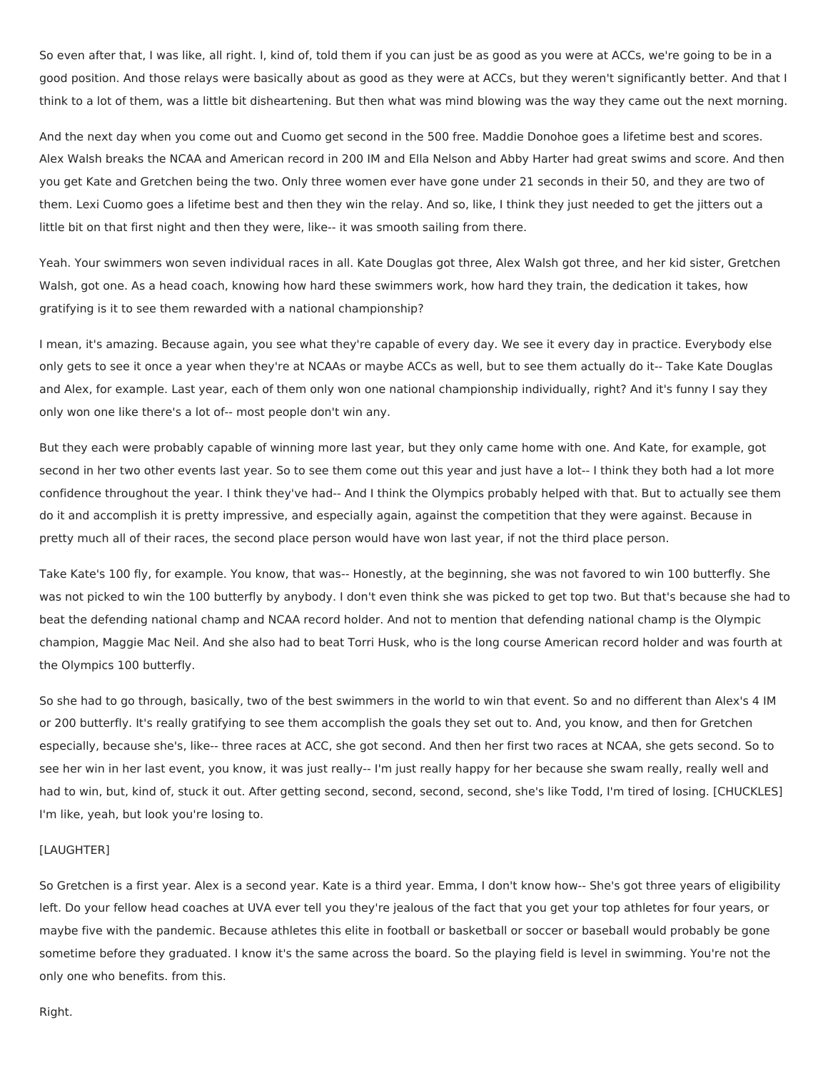So even after that, I was like, all right. I, kind of, told them if you can just be as good as you were at ACCs, we're going to be in a good position. And those relays were basically about as good as they were at ACCs, but they weren't significantly better. And that I think to a lot of them, was a little bit disheartening. But then what was mind blowing was the way they came out the next morning.

And the next day when you come out and Cuomo get second in the 500 free. Maddie Donohoe goes a lifetime best and scores. Alex Walsh breaks the NCAA and American record in 200 IM and Ella Nelson and Abby Harter had great swims and score. And then you get Kate and Gretchen being the two. Only three women ever have gone under 21 seconds in their 50, and they are two of them. Lexi Cuomo goes a lifetime best and then they win the relay. And so, like, I think they just needed to get the jitters out a little bit on that first night and then they were, like-- it was smooth sailing from there.

Yeah. Your swimmers won seven individual races in all. Kate Douglas got three, Alex Walsh got three, and her kid sister, Gretchen Walsh, got one. As a head coach, knowing how hard these swimmers work, how hard they train, the dedication it takes, how gratifying is it to see them rewarded with a national championship?

I mean, it's amazing. Because again, you see what they're capable of every day. We see it every day in practice. Everybody else only gets to see it once a year when they're at NCAAs or maybe ACCs as well, but to see them actually do it-- Take Kate Douglas and Alex, for example. Last year, each of them only won one national championship individually, right? And it's funny I say they only won one like there's a lot of-- most people don't win any.

But they each were probably capable of winning more last year, but they only came home with one. And Kate, for example, got second in her two other events last year. So to see them come out this year and just have a lot-- I think they both had a lot more confidence throughout the year. I think they've had-- And I think the Olympics probably helped with that. But to actually see them do it and accomplish it is pretty impressive, and especially again, against the competition that they were against. Because in pretty much all of their races, the second place person would have won last year, if not the third place person.

Take Kate's 100 fly, for example. You know, that was-- Honestly, at the beginning, she was not favored to win 100 butterfly. She was not picked to win the 100 butterfly by anybody. I don't even think she was picked to get top two. But that's because she had to beat the defending national champ and NCAA record holder. And not to mention that defending national champ is the Olympic champion, Maggie Mac Neil. And she also had to beat Torri Husk, who is the long course American record holder and was fourth at the Olympics 100 butterfly.

So she had to go through, basically, two of the best swimmers in the world to win that event. So and no different than Alex's 4 IM or 200 butterfly. It's really gratifying to see them accomplish the goals they set out to. And, you know, and then for Gretchen especially, because she's, like-- three races at ACC, she got second. And then her first two races at NCAA, she gets second. So to see her win in her last event, you know, it was just really-- I'm just really happy for her because she swam really, really well and had to win, but, kind of, stuck it out. After getting second, second, second, second, she's like Todd, I'm tired of losing. [CHUCKLES] I'm like, yeah, but look you're losing to.

[LAUGHTER]

So Gretchen is a first year. Alex is a second year. Kate is a third year. Emma, I don't know how-- She's got three years of eligibility left. Do your fellow head coaches at UVA ever tell you they're jealous of the fact that you get your top athletes for four years, or maybe five with the pandemic. Because athletes this elite in football or basketball or soccer or baseball would probably be gone sometime before they graduated. I know it's the same across the board. So the playing field is level in swimming. You're not the only one who benefits. from this.

Right.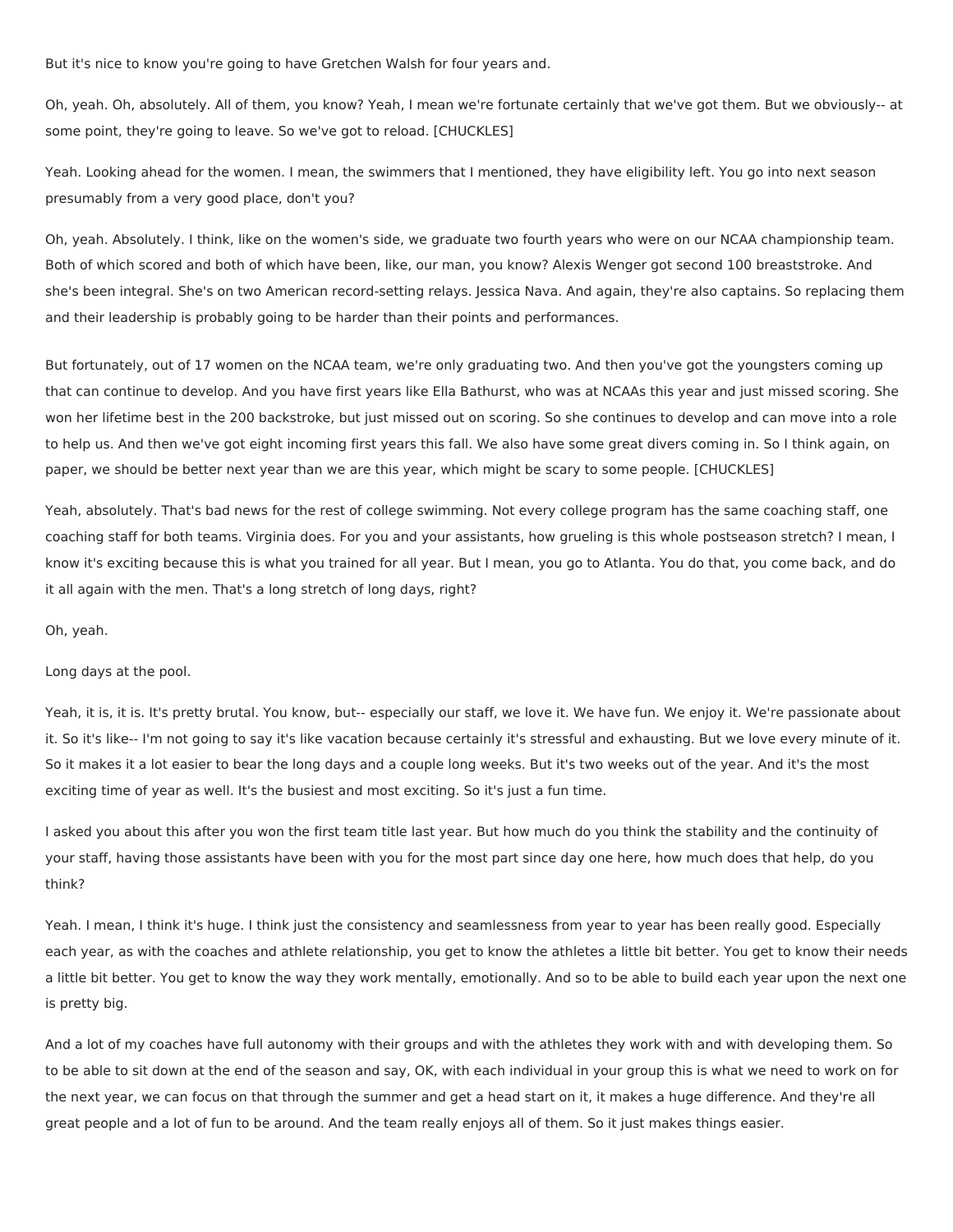But it's nice to know you're going to have Gretchen Walsh for four years and.

Oh, yeah. Oh, absolutely. All of them, you know? Yeah, I mean we're fortunate certainly that we've got them. But we obviously-- at some point, they're going to leave. So we've got to reload. [CHUCKLES]

Yeah. Looking ahead for the women. I mean, the swimmers that I mentioned, they have eligibility left. You go into next season presumably from a very good place, don't you?

Oh, yeah. Absolutely. I think, like on the women's side, we graduate two fourth years who were on our NCAA championship team. Both of which scored and both of which have been, like, our man, you know? Alexis Wenger got second 100 breaststroke. And she's been integral. She's on two American record-setting relays. Jessica Nava. And again, they're also captains. So replacing them and their leadership is probably going to be harder than their points and performances.

But fortunately, out of 17 women on the NCAA team, we're only graduating two. And then you've got the youngsters coming up that can continue to develop. And you have first years like Ella Bathurst, who was at NCAAs this year and just missed scoring. She won her lifetime best in the 200 backstroke, but just missed out on scoring. So she continues to develop and can move into a role to help us. And then we've got eight incoming first years this fall. We also have some great divers coming in. So I think again, on paper, we should be better next year than we are this year, which might be scary to some people. [CHUCKLES]

Yeah, absolutely. That's bad news for the rest of college swimming. Not every college program has the same coaching staff, one coaching staff for both teams. Virginia does. For you and your assistants, how grueling is this whole postseason stretch? I mean, I know it's exciting because this is what you trained for all year. But I mean, you go to Atlanta. You do that, you come back, and do it all again with the men. That's a long stretch of long days, right?

Oh, yeah.

Long days at the pool.

Yeah, it is, it is. It's pretty brutal. You know, but-- especially our staff, we love it. We have fun. We enjoy it. We're passionate about it. So it's like-- I'm not going to say it's like vacation because certainly it's stressful and exhausting. But we love every minute of it. So it makes it a lot easier to bear the long days and a couple long weeks. But it's two weeks out of the year. And it's the most exciting time of year as well. It's the busiest and most exciting. So it's just a fun time.

I asked you about this after you won the first team title last year. But how much do you think the stability and the continuity of your staff, having those assistants have been with you for the most part since day one here, how much does that help, do you think?

Yeah. I mean, I think it's huge. I think just the consistency and seamlessness from year to year has been really good. Especially each year, as with the coaches and athlete relationship, you get to know the athletes a little bit better. You get to know their needs a little bit better. You get to know the way they work mentally, emotionally. And so to be able to build each year upon the next one is pretty big.

And a lot of my coaches have full autonomy with their groups and with the athletes they work with and with developing them. So to be able to sit down at the end of the season and say, OK, with each individual in your group this is what we need to work on for the next year, we can focus on that through the summer and get a head start on it, it makes a huge difference. And they're all great people and a lot of fun to be around. And the team really enjoys all of them. So it just makes things easier.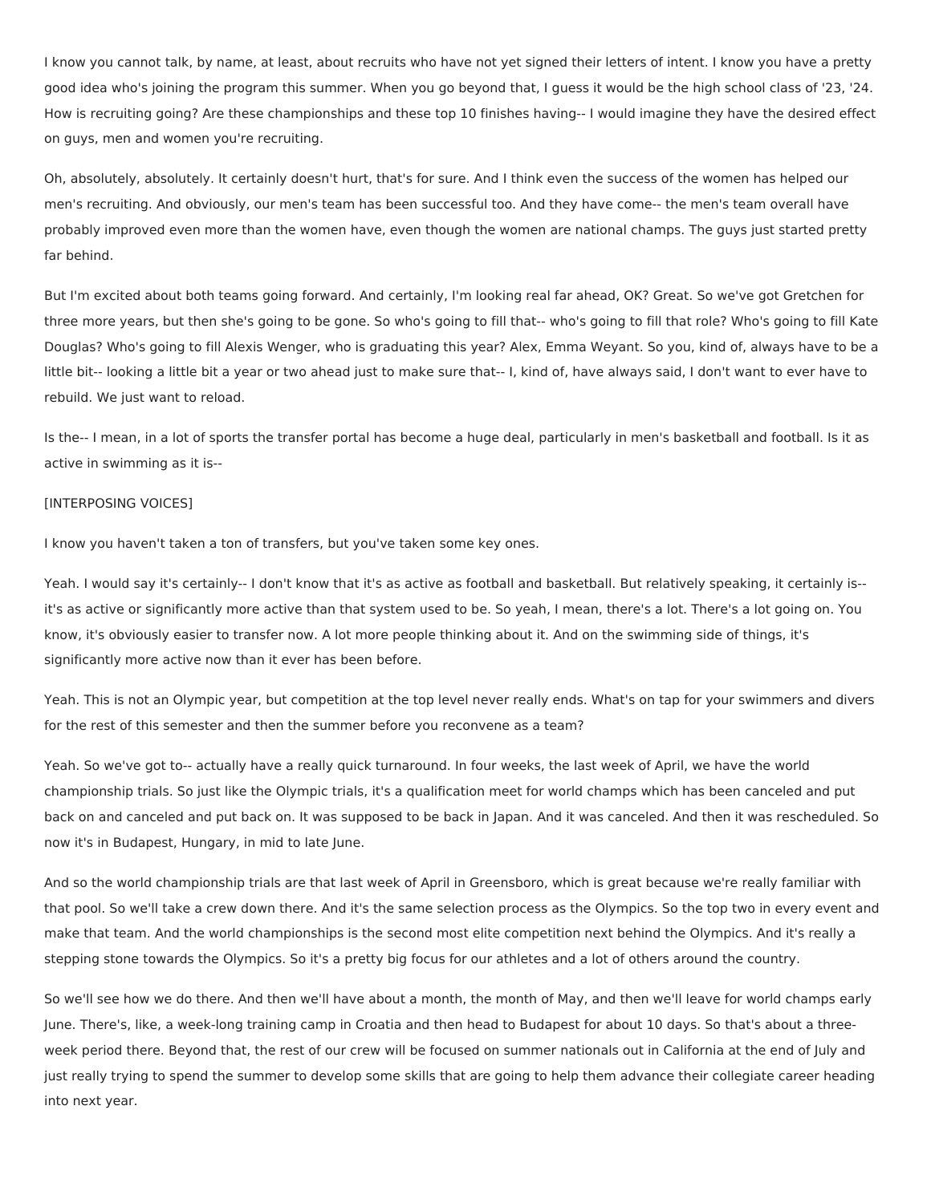I know you cannot talk, by name, at least, about recruits who have not yet signed their letters of intent. I know you have a pretty good idea who's joining the program this summer. When you go beyond that, I guess it would be the high school class of '23, '24. How is recruiting going? Are these championships and these top 10 finishes having-- I would imagine they have the desired effect on guys, men and women you're recruiting.

Oh, absolutely, absolutely. It certainly doesn't hurt, that's for sure. And I think even the success of the women has helped our men's recruiting. And obviously, our men's team has been successful too. And they have come-- the men's team overall have probably improved even more than the women have, even though the women are national champs. The guys just started pretty far behind.

But I'm excited about both teams going forward. And certainly, I'm looking real far ahead, OK? Great. So we've got Gretchen for three more years, but then she's going to be gone. So who's going to fill that-- who's going to fill that role? Who's going to fill Kate Douglas? Who's going to fill Alexis Wenger, who is graduating this year? Alex, Emma Weyant. So you, kind of, always have to be a little bit-- looking a little bit a year or two ahead just to make sure that-- I, kind of, have always said, I don't want to ever have to rebuild. We just want to reload.

Is the-- I mean, in a lot of sports the transfer portal has become a huge deal, particularly in men's basketball and football. Is it as active in swimming as it is--

[INTERPOSING VOICES]

I know you haven't taken a ton of transfers, but you've taken some key ones.

Yeah. I would say it's certainly-- I don't know that it's as active as football and basketball. But relatively speaking, it certainly is-- it's as active or significantly more active than that system used to be. So yeah, I mean, there's a lot. There's a lot going on. You know, it's obviously easier to transfer now. A lot more people thinking about it. And on the swimming side of things, it's significantly more active now than it ever has been before.

Yeah. This is not an Olympic year, but competition at the top level never really ends. What's on tap for your swimmers and divers for the rest of this semester and then the summer before you reconvene as a team?

Yeah. So we've got to-- actually have a really quick turnaround. In four weeks, the last week of April, we have the world championship trials. So just like the Olympic trials, it's a qualification meet for world champs which has been canceled and put back on and canceled and put back on. It was supposed to be back in Japan. And it was canceled. And then it was rescheduled. So now it's in Budapest, Hungary, in mid to late June.

And so the world championship trials are that last week of April in Greensboro, which is great because we're really familiar with that pool. So we'll take a crew down there. And it's the same selection process as the Olympics. So the top two in every event and make that team. And the world championships is the second most elite competition next behind the Olympics. And it's really a stepping stone towards the Olympics. So it's a pretty big focus for our athletes and a lot of others around the country.

So we'll see how we do there. And then we'll have about a month, the month of May, and then we'll leave for world champs early June. There's, like, a week-long training camp in Croatia and then head to Budapest for about 10 days. So that's about a three-week period there. Beyond that, the rest of our crew will be focused on summer nationals out in California at the end of July and just really trying to spend the summer to develop some skills that are going to help them advance their collegiate career heading into next year.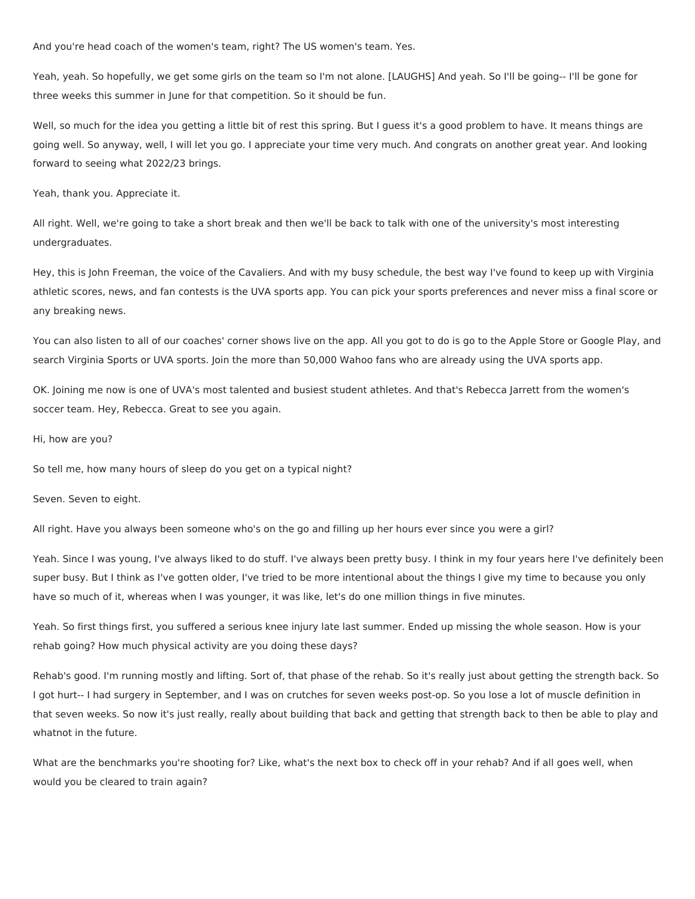And you're head coach of the women's team, right? The US women's team. Yes.

Yeah, yeah. So hopefully, we get some girls on the team so I'm not alone. [LAUGHS] And yeah. So I'll be going-- I'll be gone for three weeks this summer in June for that competition. So it should be fun.

Well, so much for the idea you getting a little bit of rest this spring. But I guess it's a good problem to have. It means things are going well. So anyway, well, I will let you go. I appreciate your time very much. And congrats on another great year. And looking forward to seeing what 2022/23 brings.

Yeah, thank you. Appreciate it.

All right. Well, we're going to take a short break and then we'll be back to talk with one of the university's most interesting undergraduates.

Hey, this is John Freeman, the voice of the Cavaliers. And with my busy schedule, the best way I've found to keep up with Virginia athletic scores, news, and fan contests is the UVA sports app. You can pick your sports preferences and never miss a final score or any breaking news.

You can also listen to all of our coaches' corner shows live on the app. All you got to do is go to the Apple Store or Google Play, and search Virginia Sports or UVA sports. Join the more than 50,000 Wahoo fans who are already using the UVA sports app.

OK. Joining me now is one of UVA's most talented and busiest student athletes. And that's Rebecca Jarrett from the women's soccer team. Hey, Rebecca. Great to see you again.

Hi, how are you?

So tell me, how many hours of sleep do you get on a typical night?

Seven. Seven to eight.

All right. Have you always been someone who's on the go and filling up her hours ever since you were a girl?

Yeah. Since I was young, I've always liked to do stuff. I've always been pretty busy. I think in my four years here I've definitely been super busy. But I think as I've gotten older, I've tried to be more intentional about the things I give my time to because you only have so much of it, whereas when I was younger, it was like, let's do one million things in five minutes.

Yeah. So first things first, you suffered a serious knee injury late last summer. Ended up missing the whole season. How is your rehab going? How much physical activity are you doing these days?

Rehab's good. I'm running mostly and lifting. Sort of, that phase of the rehab. So it's really just about getting the strength back. So I got hurt-- I had surgery in September, and I was on crutches for seven weeks post-op. So you lose a lot of muscle definition in that seven weeks. So now it's just really, really about building that back and getting that strength back to then be able to play and whatnot in the future.

What are the benchmarks you're shooting for? Like, what's the next box to check off in your rehab? And if all goes well, when would you be cleared to train again?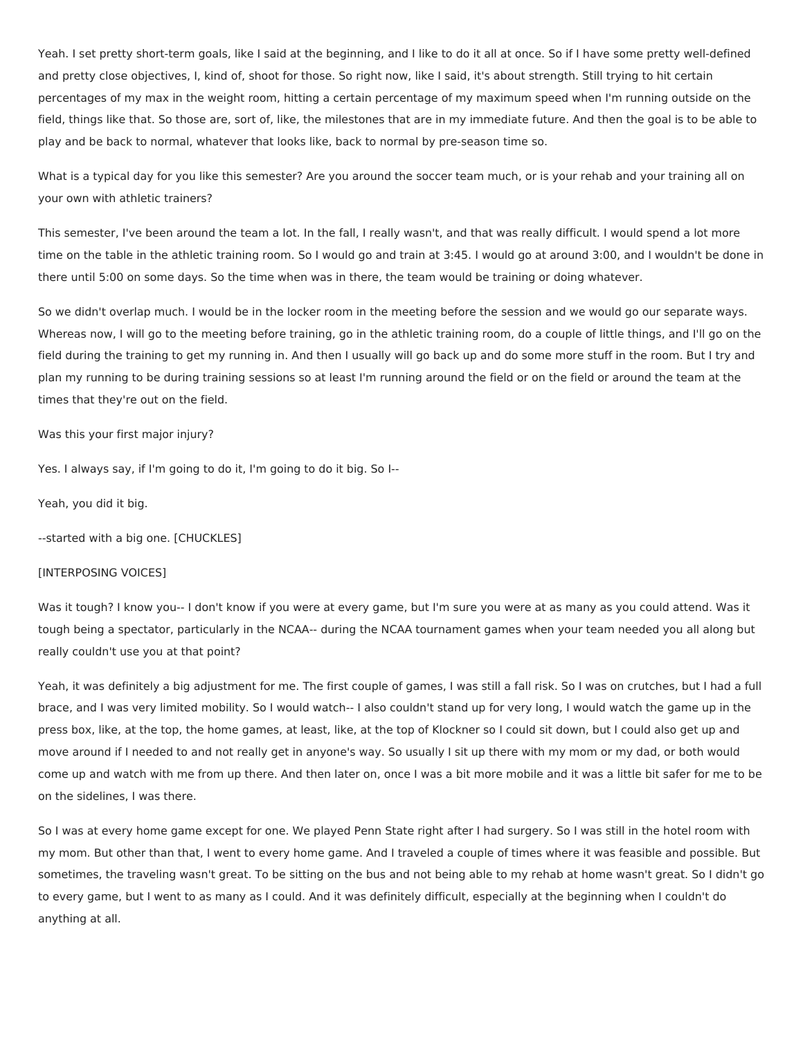Yeah. I set pretty short-term goals, like I said at the beginning, and I like to do it all at once. So if I have some pretty well-defined and pretty close objectives, I, kind of, shoot for those. So right now, like I said, it's about strength. Still trying to hit certain percentages of my max in the weight room, hitting a certain percentage of my maximum speed when I'm running outside on the field, things like that. So those are, sort of, like, the milestones that are in my immediate future. And then the goal is to be able to play and be back to normal, whatever that looks like, back to normal by pre-season time so.

What is a typical day for you like this semester? Are you around the soccer team much, or is your rehab and your training all on your own with athletic trainers?

This semester, I've been around the team a lot. In the fall, I really wasn't, and that was really difficult. I would spend a lot more time on the table in the athletic training room. So I would go and train at 3:45. I would go at around 3:00, and I wouldn't be done in there until 5:00 on some days. So the time when was in there, the team would be training or doing whatever.

So we didn't overlap much. I would be in the locker room in the meeting before the session and we would go our separate ways. Whereas now, I will go to the meeting before training, go in the athletic training room, do a couple of little things, and I'll go on the field during the training to get my running in. And then I usually will go back up and do some more stuff in the room. But I try and plan my running to be during training sessions so at least I'm running around the field or on the field or around the team at the times that they're out on the field.

Was this your first major injury?

Yes. I always say, if I'm going to do it, I'm going to do it big. So I--

Yeah, you did it big.

--started with a big one. [CHUCKLES]

[INTERPOSING VOICES]

Was it tough? I know you-- I don't know if you were at every game, but I'm sure you were at as many as you could attend. Was it tough being a spectator, particularly in the NCAA-- during the NCAA tournament games when your team needed you all along but really couldn't use you at that point?

Yeah, it was definitely a big adjustment for me. The first couple of games, I was still a fall risk. So I was on crutches, but I had a full brace, and I was very limited mobility. So I would watch-- I also couldn't stand up for very long, I would watch the game up in the press box, like, at the top, the home games, at least, like, at the top of Klockner so I could sit down, but I could also get up and move around if I needed to and not really get in anyone's way. So usually I sit up there with my mom or my dad, or both would come up and watch with me from up there. And then later on, once I was a bit more mobile and it was a little bit safer for me to be on the sidelines, I was there.

So I was at every home game except for one. We played Penn State right after I had surgery. So I was still in the hotel room with my mom. But other than that, I went to every home game. And I traveled a couple of times where it was feasible and possible. But sometimes, the traveling wasn't great. To be sitting on the bus and not being able to my rehab at home wasn't great. So I didn't go to every game, but I went to as many as I could. And it was definitely difficult, especially at the beginning when I couldn't do anything at all.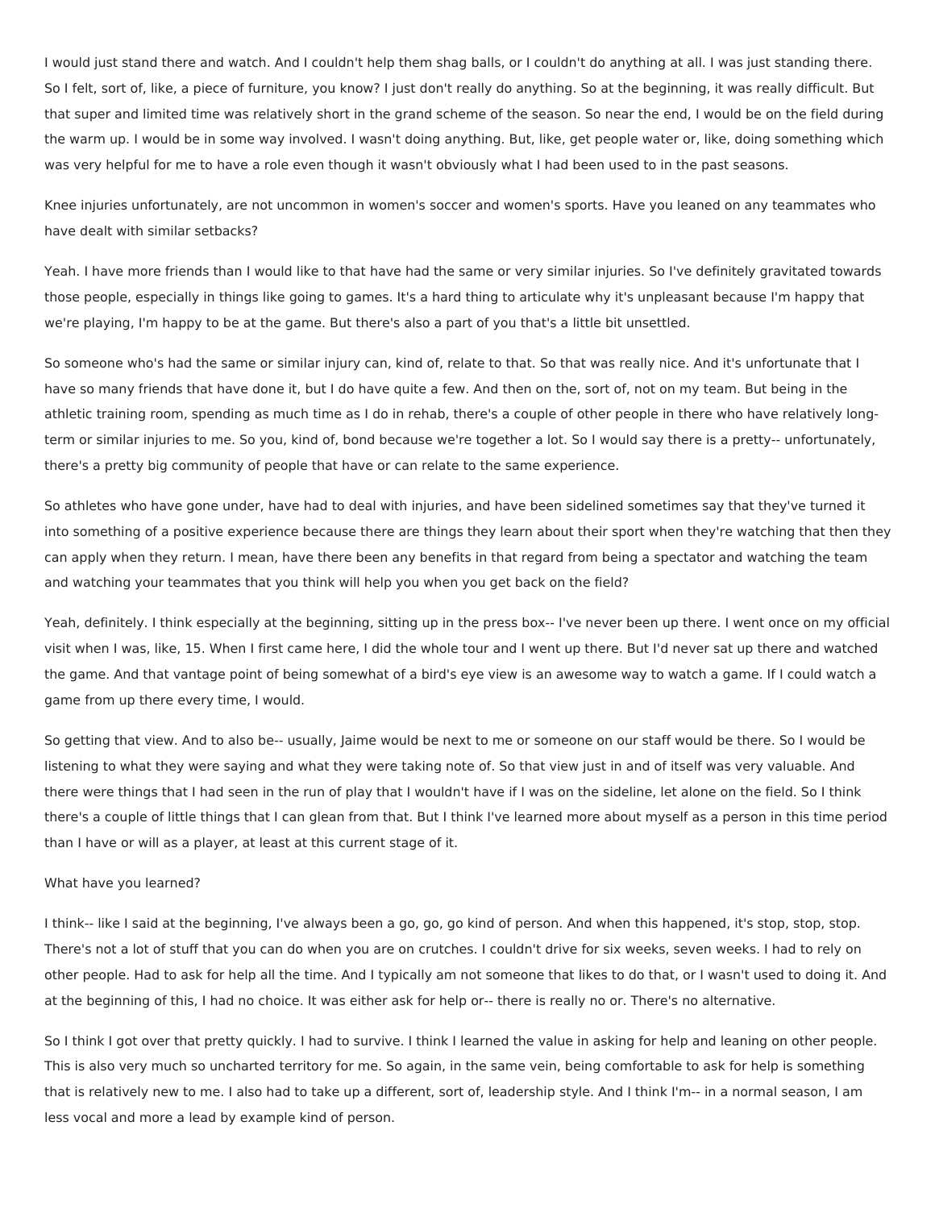I would just stand there and watch. And I couldn't help them shag balls, or I couldn't do anything at all. I was just standing there. So I felt, sort of, like, a piece of furniture, you know? I just don't really do anything. So at the beginning, it was really difficult. But that super and limited time was relatively short in the grand scheme of the season. So near the end, I would be on the field during the warm up. I would be in some way involved. I wasn't doing anything. But, like, get people water or, like, doing something which was very helpful for me to have a role even though it wasn't obviously what I had been used to in the past seasons.

Knee injuries unfortunately, are not uncommon in women's soccer and women's sports. Have you leaned on any teammates who have dealt with similar setbacks?

Yeah. I have more friends than I would like to that have had the same or very similar injuries. So I've definitely gravitated towards those people, especially in things like going to games. It's a hard thing to articulate why it's unpleasant because I'm happy that we're playing, I'm happy to be at the game. But there's also a part of you that's a little bit unsettled.

So someone who's had the same or similar injury can, kind of, relate to that. So that was really nice. And it's unfortunate that I have so many friends that have done it, but I do have quite a few. And then on the, sort of, not on my team. But being in the athletic training room, spending as much time as I do in rehab, there's a couple of other people in there who have relatively long-term or similar injuries to me. So you, kind of, bond because we're together a lot. So I would say there is a pretty-- unfortunately, there's a pretty big community of people that have or can relate to the same experience.

So athletes who have gone under, have had to deal with injuries, and have been sidelined sometimes say that they've turned it into something of a positive experience because there are things they learn about their sport when they're watching that then they can apply when they return. I mean, have there been any benefits in that regard from being a spectator and watching the team and watching your teammates that you think will help you when you get back on the field?

Yeah, definitely. I think especially at the beginning, sitting up in the press box-- I've never been up there. I went once on my official visit when I was, like, 15. When I first came here, I did the whole tour and I went up there. But I'd never sat up there and watched the game. And that vantage point of being somewhat of a bird's eye view is an awesome way to watch a game. If I could watch a game from up there every time, I would.

So getting that view. And to also be-- usually, Jaime would be next to me or someone on our staff would be there. So I would be listening to what they were saying and what they were taking note of. So that view just in and of itself was very valuable. And there were things that I had seen in the run of play that I wouldn't have if I was on the sideline, let alone on the field. So I think there's a couple of little things that I can glean from that. But I think I've learned more about myself as a person in this time period than I have or will as a player, at least at this current stage of it.

What have you learned?

I think-- like I said at the beginning, I've always been a go, go, go kind of person. And when this happened, it's stop, stop, stop. There's not a lot of stuff that you can do when you are on crutches. I couldn't drive for six weeks, seven weeks. I had to rely on other people. Had to ask for help all the time. And I typically am not someone that likes to do that, or I wasn't used to doing it. And at the beginning of this, I had no choice. It was either ask for help or-- there is really no or. There's no alternative.

So I think I got over that pretty quickly. I had to survive. I think I learned the value in asking for help and leaning on other people. This is also very much so uncharted territory for me. So again, in the same vein, being comfortable to ask for help is something that is relatively new to me. I also had to take up a different, sort of, leadership style. And I think I'm-- in a normal season, I am less vocal and more a lead by example kind of person.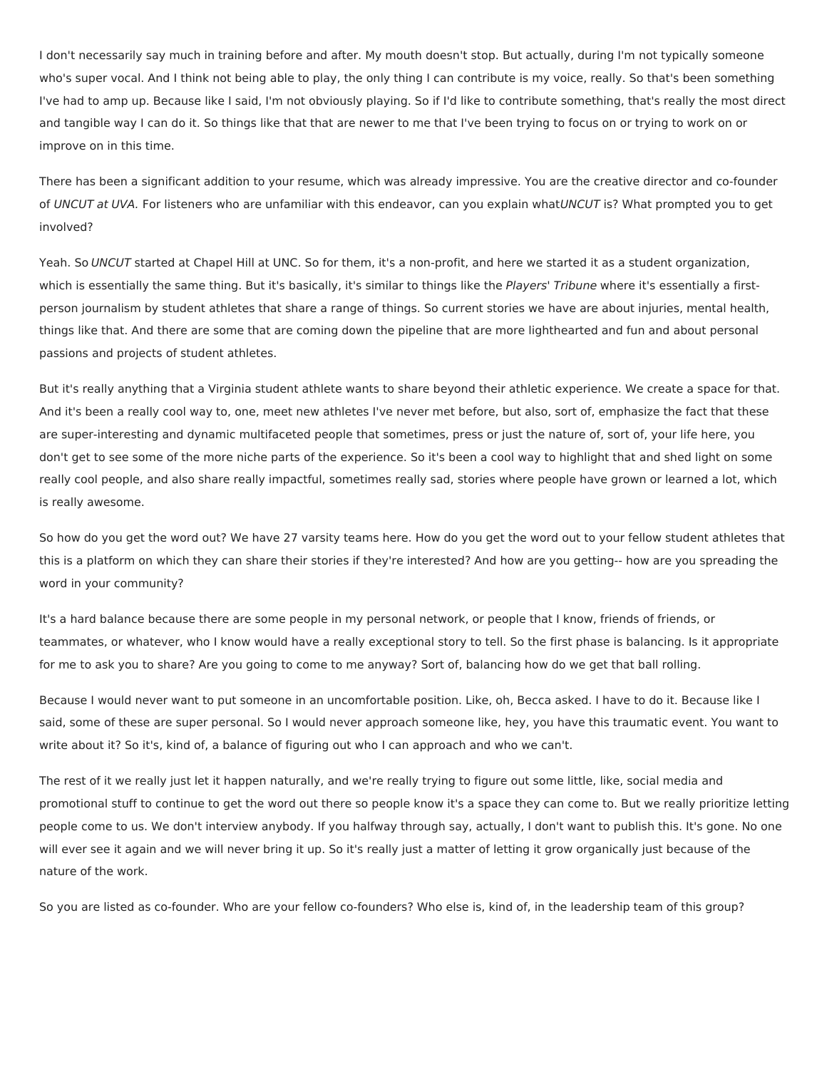I don't necessarily say much in training before and after. My mouth doesn't stop. But actually, during I'm not typically someone who's super vocal. And I think not being able to play, the only thing I can contribute is my voice, really. So that's been something I've had to amp up. Because like I said, I'm not obviously playing. So if I'd like to contribute something, that's really the most direct and tangible way I can do it. So things like that that are newer to me that I've been trying to focus on or trying to work on or improve on in this time.

There has been a significant addition to your resume, which was already impressive. You are the creative director and co-founder of *UNCUT at UVA.* For listeners who are unfamiliar with this endeavor, can you explain what *UNCUT* is? What prompted you to get involved?

Yeah. So *UNCUT* started at Chapel Hill at UNC. So for them, it's a non-profit, and here we started it as a student organization, which is essentially the same thing. But it's basically, it's similar to things like the *Players' Tribune* where it's essentially a first-person journalism by student athletes that share a range of things. So current stories we have are about injuries, mental health, things like that. And there are some that are coming down the pipeline that are more lighthearted and fun and about personal passions and projects of student athletes.

But it's really anything that a Virginia student athlete wants to share beyond their athletic experience. We create a space for that. And it's been a really cool way to, one, meet new athletes I've never met before, but also, sort of, emphasize the fact that these are super-interesting and dynamic multifaceted people that sometimes, press or just the nature of, sort of, your life here, you don't get to see some of the more niche parts of the experience. So it's been a cool way to highlight that and shed light on some really cool people, and also share really impactful, sometimes really sad, stories where people have grown or learned a lot, which is really awesome.

So how do you get the word out? We have 27 varsity teams here. How do you get the word out to your fellow student athletes that this is a platform on which they can share their stories if they're interested? And how are you getting-- how are you spreading the word in your community?

It's a hard balance because there are some people in my personal network, or people that I know, friends of friends, or teammates, or whatever, who I know would have a really exceptional story to tell. So the first phase is balancing. Is it appropriate for me to ask you to share? Are you going to come to me anyway? Sort of, balancing how do we get that ball rolling.

Because I would never want to put someone in an uncomfortable position. Like, oh, Becca asked. I have to do it. Because like I said, some of these are super personal. So I would never approach someone like, hey, you have this traumatic event. You want to write about it? So it's, kind of, a balance of figuring out who I can approach and who we can't.

The rest of it we really just let it happen naturally, and we're really trying to figure out some little, like, social media and promotional stuff to continue to get the word out there so people know it's a space they can come to. But we really prioritize letting people come to us. We don't interview anybody. If you halfway through say, actually, I don't want to publish this. It's gone. No one will ever see it again and we will never bring it up. So it's really just a matter of letting it grow organically just because of the nature of the work.

So you are listed as co-founder. Who are your fellow co-founders? Who else is, kind of, in the leadership team of this group?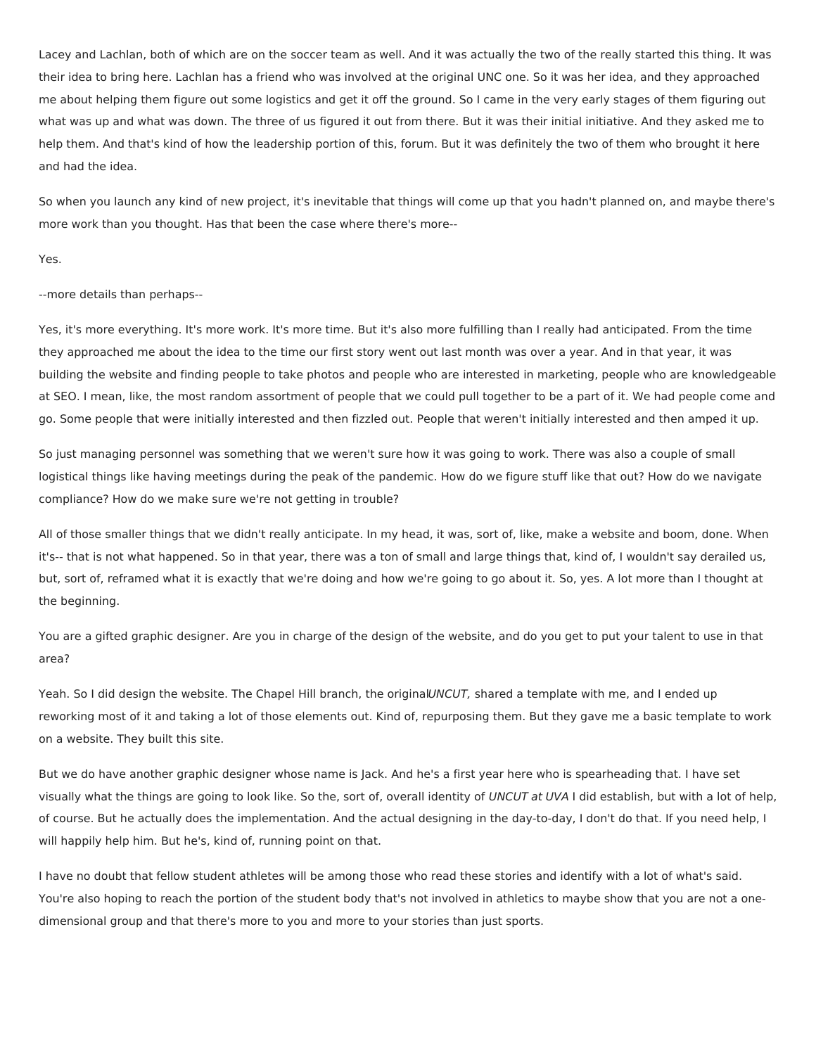Lacey and Lachlan, both of which are on the soccer team as well. And it was actually the two of the really started this thing. It was their idea to bring here. Lachlan has a friend who was involved at the original UNC one. So it was her idea, and they approached me about helping them figure out some logistics and get it off the ground. So I came in the very early stages of them figuring out what was up and what was down. The three of us figured it out from there. But it was their initial initiative. And they asked me to help them. And that's kind of how the leadership portion of this, forum. But it was definitely the two of them who brought it here and had the idea.

So when you launch any kind of new project, it's inevitable that things will come up that you hadn't planned on, and maybe there's more work than you thought. Has that been the case where there's more--

Yes.

--more details than perhaps--

Yes, it's more everything. It's more work. It's more time. But it's also more fulfilling than I really had anticipated. From the time they approached me about the idea to the time our first story went out last month was over a year. And in that year, it was building the website and finding people to take photos and people who are interested in marketing, people who are knowledgeable at SEO. I mean, like, the most random assortment of people that we could pull together to be a part of it. We had people come and go. Some people that were initially interested and then fizzled out. People that weren't initially interested and then amped it up.

So just managing personnel was something that we weren't sure how it was going to work. There was also a couple of small logistical things like having meetings during the peak of the pandemic. How do we figure stuff like that out? How do we navigate compliance? How do we make sure we're not getting in trouble?

All of those smaller things that we didn't really anticipate. In my head, it was, sort of, like, make a website and boom, done. When it's-- that is not what happened. So in that year, there was a ton of small and large things that, kind of, I wouldn't say derailed us, but, sort of, reframed what it is exactly that we're doing and how we're going to go about it. So, yes. A lot more than I thought at the beginning.

You are a gifted graphic designer. Are you in charge of the design of the website, and do you get to put your talent to use in that area?

Yeah. So I did design the website. The Chapel Hill branch, the original *UNCUT,* shared a template with me, and I ended up reworking most of it and taking a lot of those elements out. Kind of, repurposing them. But they gave me a basic template to work on a website. They built this site.

But we do have another graphic designer whose name is Jack. And he's a first year here who is spearheading that. I have set visually what the things are going to look like. So the, sort of, overall identity of *UNCUT at UVA* I did establish, but with a lot of help, of course. But he actually does the implementation. And the actual designing in the day-to-day, I don't do that. If you need help, I will happily help him. But he's, kind of, running point on that.

I have no doubt that fellow student athletes will be among those who read these stories and identify with a lot of what's said. You're also hoping to reach the portion of the student body that's not involved in athletics to maybe show that you are not a one-dimensional group and that there's more to you and more to your stories than just sports.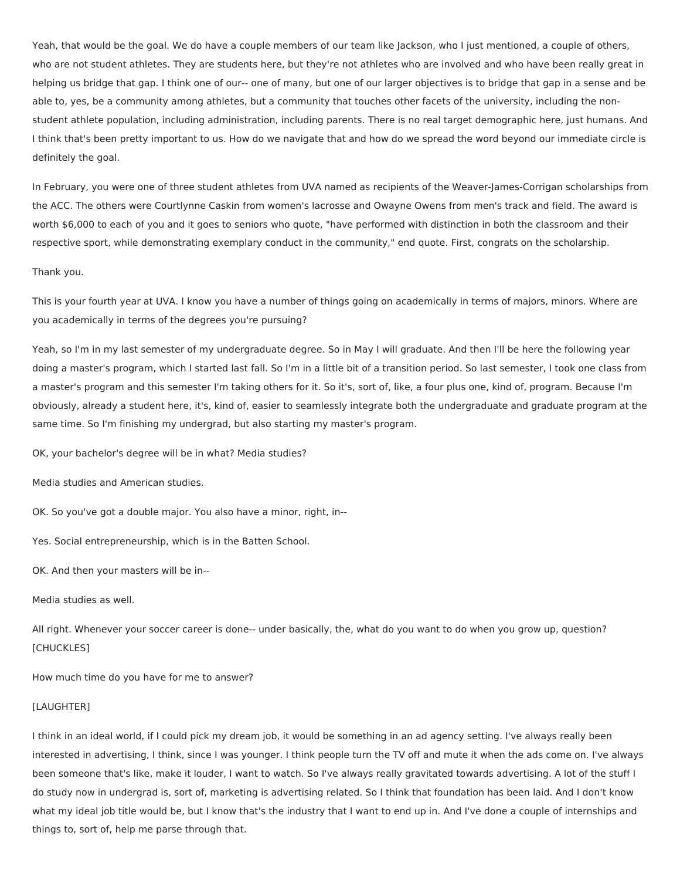Yeah, that would be the goal. We do have a couple members of our team like Jackson, who I just mentioned, a couple of others, who are not student athletes. They are students here, but they're not athletes who are involved and who have been really great in helping us bridge that gap. I think one of our-- one of many, but one of our larger objectives is to bridge that gap in a sense and be able to, yes, be a community among athletes, but a community that touches other facets of the university, including the non-student athlete population, including administration, including parents. There is no real target demographic here, just humans. And I think that's been pretty important to us. How do we navigate that and how do we spread the word beyond our immediate circle is definitely the goal.

In February, you were one of three student athletes from UVA named as recipients of the Weaver-James-Corrigan scholarships from the ACC. The others were Courtlynne Caskin from women's lacrosse and Owayne Owens from men's track and field. The award is worth $6,000 to each of you and it goes to seniors who quote, "have performed with distinction in both the classroom and their respective sport, while demonstrating exemplary conduct in the community," end quote. First, congrats on the scholarship.

Thank you.

This is your fourth year at UVA. I know you have a number of things going on academically in terms of majors, minors. Where are you academically in terms of the degrees you're pursuing?

Yeah, so I'm in my last semester of my undergraduate degree. So in May I will graduate. And then I'll be here the following year doing a master's program, which I started last fall. So I'm in a little bit of a transition period. So last semester, I took one class from a master's program and this semester I'm taking others for it. So it's, sort of, like, a four plus one, kind of, program. Because I'm obviously, already a student here, it's, kind of, easier to seamlessly integrate both the undergraduate and graduate program at the same time. So I'm finishing my undergrad, but also starting my master's program.

OK, your bachelor's degree will be in what? Media studies?

Media studies and American studies.

OK. So you've got a double major. You also have a minor, right, in--

Yes. Social entrepreneurship, which is in the Batten School.

OK. And then your masters will be in--

Media studies as well.

All right. Whenever your soccer career is done-- under basically, the, what do you want to do when you grow up, question? [CHUCKLES]

How much time do you have for me to answer?

[LAUGHTER]

I think in an ideal world, if I could pick my dream job, it would be something in an ad agency setting. I've always really been interested in advertising, I think, since I was younger. I think people turn the TV off and mute it when the ads come on. I've always been someone that's like, make it louder, I want to watch. So I've always really gravitated towards advertising. A lot of the stuff I do study now in undergrad is, sort of, marketing is advertising related. So I think that foundation has been laid. And I don't know what my ideal job title would be, but I know that's the industry that I want to end up in. And I've done a couple of internships and things to, sort of, help me parse through that.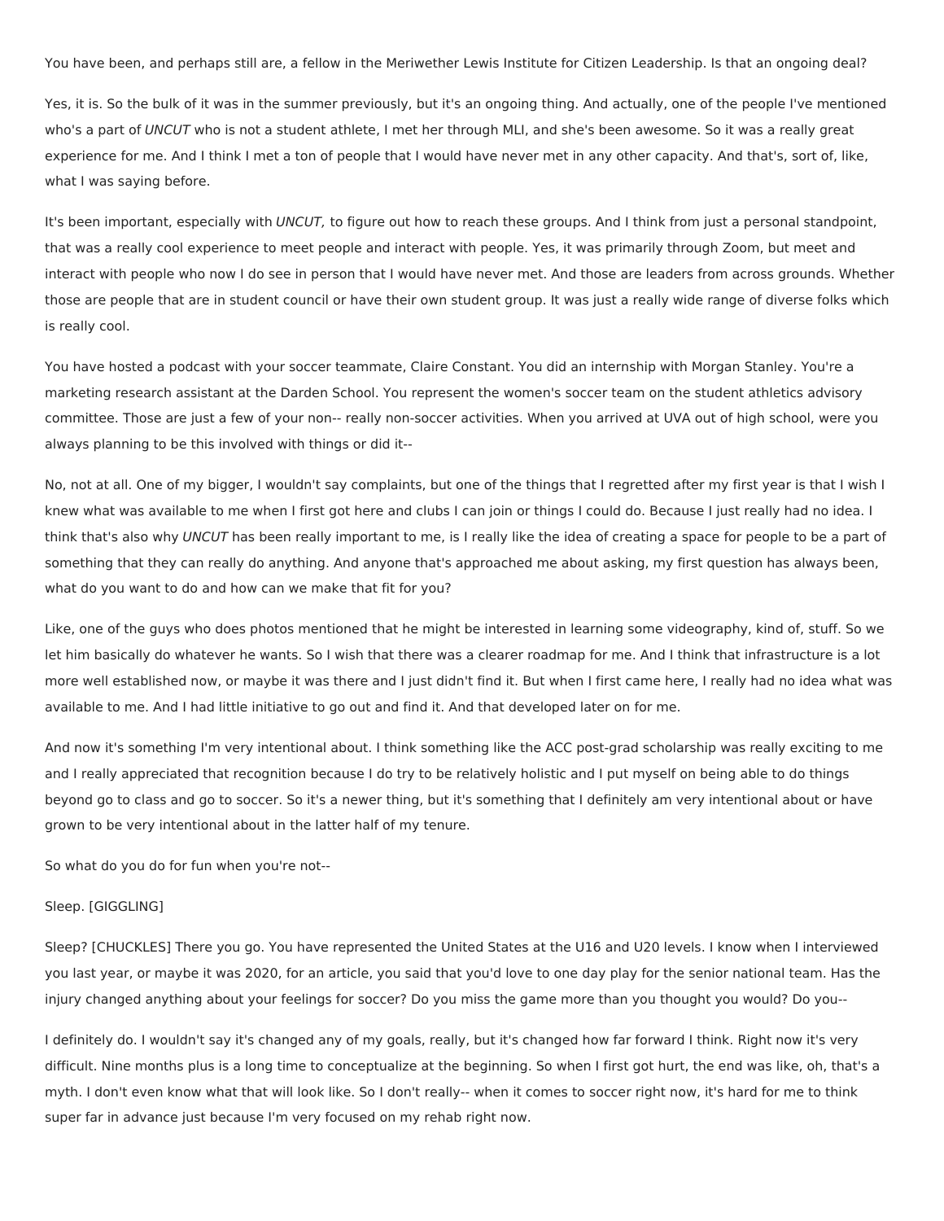You have been, and perhaps still are, a fellow in the Meriwether Lewis Institute for Citizen Leadership. Is that an ongoing deal?

Yes, it is. So the bulk of it was in the summer previously, but it's an ongoing thing. And actually, one of the people I've mentioned who's a part of *UNCUT* who is not a student athlete, I met her through MLI, and she's been awesome. So it was a really great experience for me. And I think I met a ton of people that I would have never met in any other capacity. And that's, sort of, like, what I was saying before.

It's been important, especially with *UNCUT,* to figure out how to reach these groups. And I think from just a personal standpoint, that was a really cool experience to meet people and interact with people. Yes, it was primarily through Zoom, but meet and interact with people who now I do see in person that I would have never met. And those are leaders from across grounds. Whether those are people that are in student council or have their own student group. It was just a really wide range of diverse folks which is really cool.

You have hosted a podcast with your soccer teammate, Claire Constant. You did an internship with Morgan Stanley. You're a marketing research assistant at the Darden School. You represent the women's soccer team on the student athletics advisory committee. Those are just a few of your non-- really non-soccer activities. When you arrived at UVA out of high school, were you always planning to be this involved with things or did it--

No, not at all. One of my bigger, I wouldn't say complaints, but one of the things that I regretted after my first year is that I wish I knew what was available to me when I first got here and clubs I can join or things I could do. Because I just really had no idea. I think that's also why *UNCUT* has been really important to me, is I really like the idea of creating a space for people to be a part of something that they can really do anything. And anyone that's approached me about asking, my first question has always been, what do you want to do and how can we make that fit for you?

Like, one of the guys who does photos mentioned that he might be interested in learning some videography, kind of, stuff. So we let him basically do whatever he wants. So I wish that there was a clearer roadmap for me. And I think that infrastructure is a lot more well established now, or maybe it was there and I just didn't find it. But when I first came here, I really had no idea what was available to me. And I had little initiative to go out and find it. And that developed later on for me.

And now it's something I'm very intentional about. I think something like the ACC post-grad scholarship was really exciting to me and I really appreciated that recognition because I do try to be relatively holistic and I put myself on being able to do things beyond go to class and go to soccer. So it's a newer thing, but it's something that I definitely am very intentional about or have grown to be very intentional about in the latter half of my tenure.

So what do you do for fun when you're not--

Sleep. [GIGGLING]

Sleep? [CHUCKLES] There you go. You have represented the United States at the U16 and U20 levels. I know when I interviewed you last year, or maybe it was 2020, for an article, you said that you'd love to one day play for the senior national team. Has the injury changed anything about your feelings for soccer? Do you miss the game more than you thought you would? Do you--

I definitely do. I wouldn't say it's changed any of my goals, really, but it's changed how far forward I think. Right now it's very difficult. Nine months plus is a long time to conceptualize at the beginning. So when I first got hurt, the end was like, oh, that's a myth. I don't even know what that will look like. So I don't really-- when it comes to soccer right now, it's hard for me to think super far in advance just because I'm very focused on my rehab right now.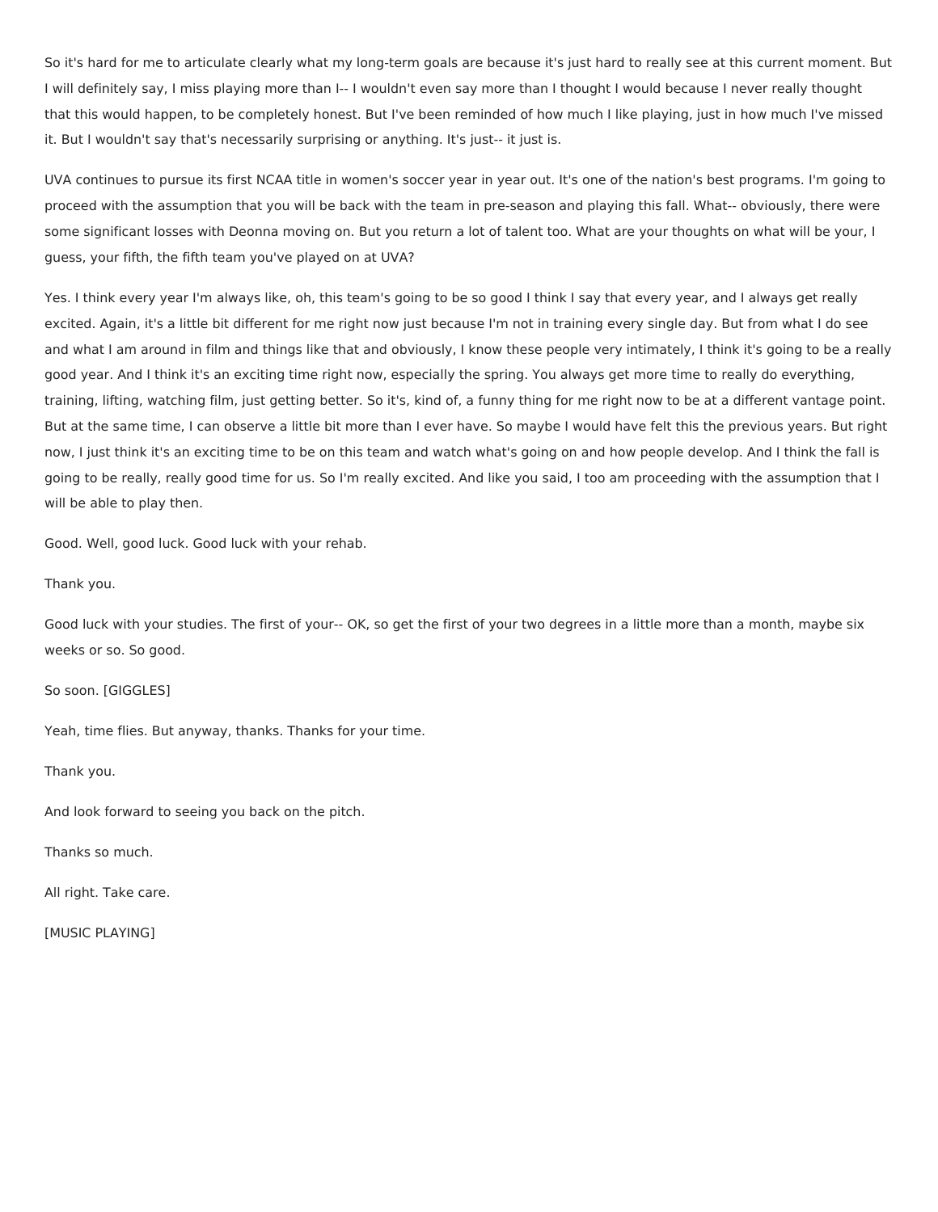So it's hard for me to articulate clearly what my long-term goals are because it's just hard to really see at this current moment. But I will definitely say, I miss playing more than I-- I wouldn't even say more than I thought I would because I never really thought that this would happen, to be completely honest. But I've been reminded of how much I like playing, just in how much I've missed it. But I wouldn't say that's necessarily surprising or anything. It's just-- it just is.

UVA continues to pursue its first NCAA title in women's soccer year in year out. It's one of the nation's best programs. I'm going to proceed with the assumption that you will be back with the team in pre-season and playing this fall. What-- obviously, there were some significant losses with Deonna moving on. But you return a lot of talent too. What are your thoughts on what will be your, I guess, your fifth, the fifth team you've played on at UVA?

Yes. I think every year I'm always like, oh, this team's going to be so good I think I say that every year, and I always get really excited. Again, it's a little bit different for me right now just because I'm not in training every single day. But from what I do see and what I am around in film and things like that and obviously, I know these people very intimately, I think it's going to be a really good year. And I think it's an exciting time right now, especially the spring. You always get more time to really do everything, training, lifting, watching film, just getting better. So it's, kind of, a funny thing for me right now to be at a different vantage point. But at the same time, I can observe a little bit more than I ever have. So maybe I would have felt this the previous years. But right now, I just think it's an exciting time to be on this team and watch what's going on and how people develop. And I think the fall is going to be really, really good time for us. So I'm really excited. And like you said, I too am proceeding with the assumption that I will be able to play then.

Good. Well, good luck. Good luck with your rehab.

Thank you.

Good luck with your studies. The first of your-- OK, so get the first of your two degrees in a little more than a month, maybe six weeks or so. So good.

So soon. [GIGGLES]

Yeah, time flies. But anyway, thanks. Thanks for your time.

Thank you.

And look forward to seeing you back on the pitch.

Thanks so much.

All right. Take care.

[MUSIC PLAYING]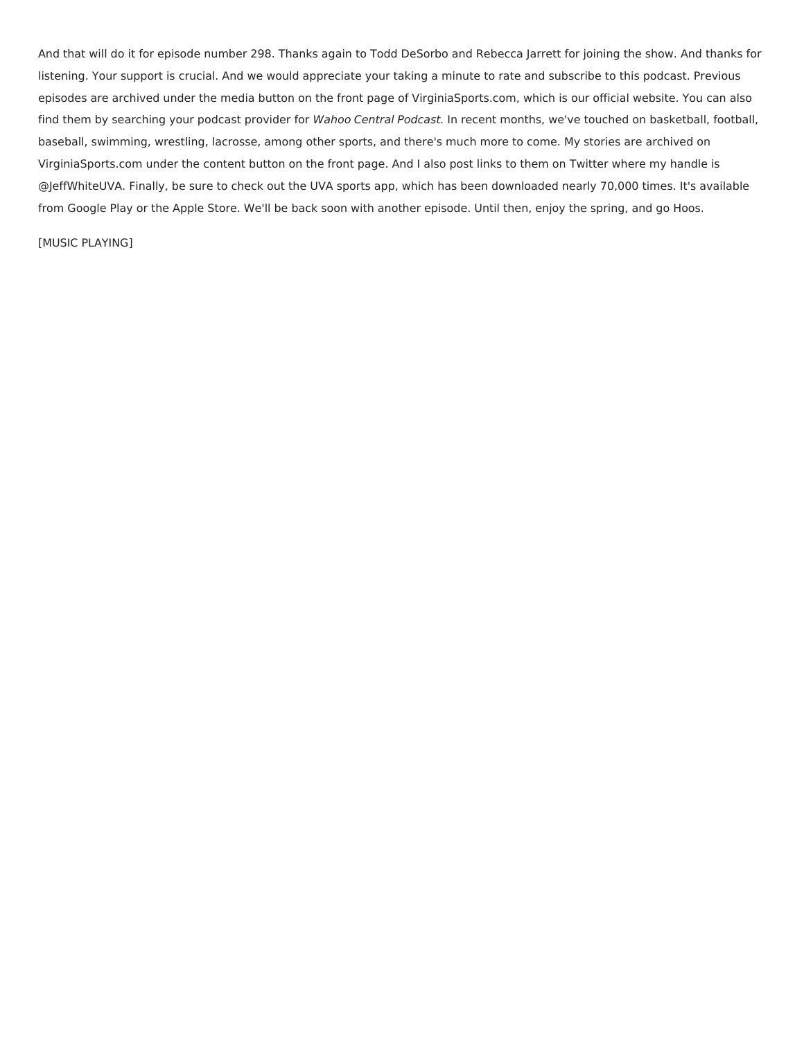And that will do it for episode number 298. Thanks again to Todd DeSorbo and Rebecca Jarrett for joining the show. And thanks for listening. Your support is crucial. And we would appreciate your taking a minute to rate and subscribe to this podcast. Previous episodes are archived under the media button on the front page of VirginiaSports.com, which is our official website. You can also find them by searching your podcast provider for *Wahoo Central Podcast.* In recent months, we've touched on basketball, football, baseball, swimming, wrestling, lacrosse, among other sports, and there's much more to come. My stories are archived on VirginiaSports.com under the content button on the front page. And I also post links to them on Twitter where my handle is @JeffWhiteUVA. Finally, be sure to check out the UVA sports app, which has been downloaded nearly 70,000 times. It's available from Google Play or the Apple Store. We'll be back soon with another episode. Until then, enjoy the spring, and go Hoos.

[MUSIC PLAYING]